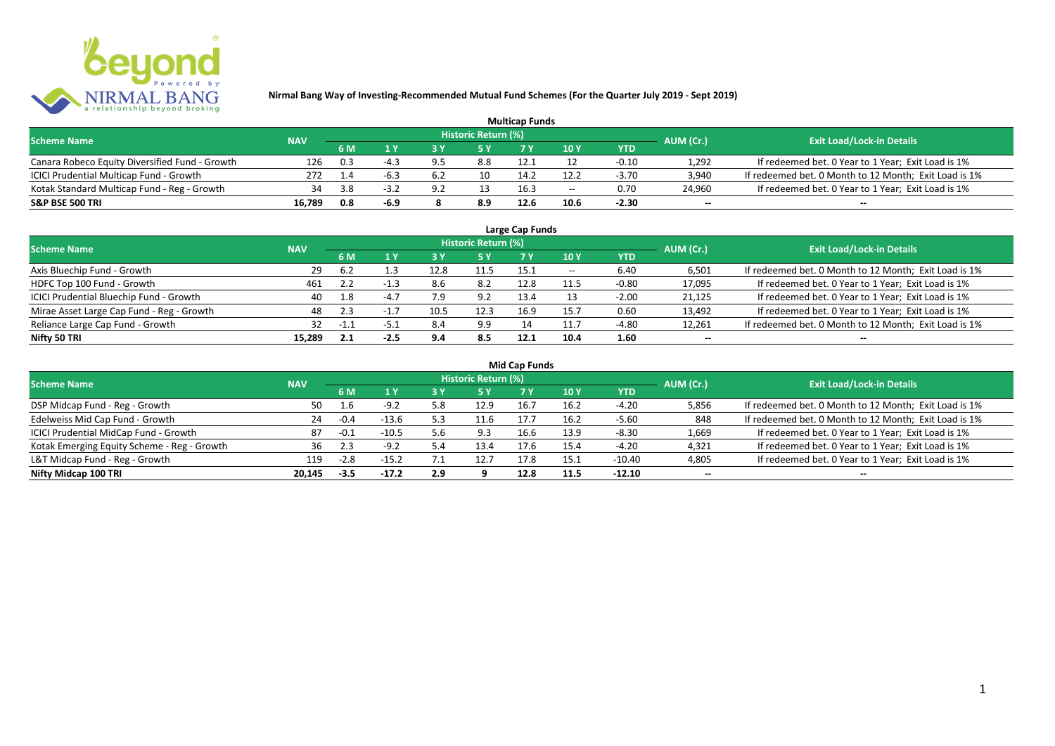# Nirmal Bang Way of Investing-Recommended Mutual Fund Schemes (For the Quarter July 2019 - Sept 2019)

## Multicap Funds

| Scheme Name | NAV | Historic Return (%) | | | | | | | AUM (Cr.) | Exit Load/Lock-in Details |
|---|---|---|---|---|---|---|---|---|---|---|
| | | 6 M | 1 Y | 3 Y | 5 Y | 7 Y | 10 Y | YTD | | |
| Canara Robeco Equity Diversified Fund - Growth | 126 | 0.3 | -4.3 | 9.5 | 8.8 | 12.1 | 12 | -0.10 | 1,292 | If redeemed bet. 0 Year to 1 Year; Exit Load is 1% |
| ICICI Prudential Multicap Fund - Growth | 272 | 1.4 | -6.3 | 6.2 | 10 | 14.2 | 12.2 | -3.70 | 3,940 | If redeemed bet. 0 Month to 12 Month; Exit Load is 1% |
| Kotak Standard Multicap Fund - Reg - Growth | 34 | 3.8 | -3.2 | 9.2 | 13 | 16.3 | -- | 0.70 | 24,960 | If redeemed bet. 0 Year to 1 Year; Exit Load is 1% |
| **S&P BSE 500 TRI** | **16,789** | **0.8** | **-6.9** | **8** | **8.9** | **12.6** | **10.6** | **-2.30** | **--** | **--** |

## Large Cap Funds

| Scheme Name | NAV | Historic Return (%) | | | | | | | AUM (Cr.) | Exit Load/Lock-in Details |
|---|---|---|---|---|---|---|---|---|---|---|
| | | 6 M | 1 Y | 3 Y | 5 Y | 7 Y | 10 Y | YTD | | |
| Axis Bluechip Fund - Growth | 29 | 6.2 | 1.3 | 12.8 | 11.5 | 15.1 | -- | 6.40 | 6,501 | If redeemed bet. 0 Month to 12 Month; Exit Load is 1% |
| HDFC Top 100 Fund - Growth | 461 | 2.2 | -1.3 | 8.6 | 8.2 | 12.8 | 11.5 | -0.80 | 17,095 | If redeemed bet. 0 Year to 1 Year; Exit Load is 1% |
| ICICI Prudential Bluechip Fund - Growth | 40 | 1.8 | -4.7 | 7.9 | 9.2 | 13.4 | 13 | -2.00 | 21,125 | If redeemed bet. 0 Year to 1 Year; Exit Load is 1% |
| Mirae Asset Large Cap Fund - Reg - Growth | 48 | 2.3 | -1.7 | 10.5 | 12.3 | 16.9 | 15.7 | 0.60 | 13,492 | If redeemed bet. 0 Year to 1 Year; Exit Load is 1% |
| Reliance Large Cap Fund - Growth | 32 | -1.1 | -5.1 | 8.4 | 9.9 | 14 | 11.7 | -4.80 | 12,261 | If redeemed bet. 0 Month to 12 Month; Exit Load is 1% |
| **Nifty 50 TRI** | **15,289** | **2.1** | **-2.5** | **9.4** | **8.5** | **12.1** | **10.4** | **1.60** | **--** | **--** |

## Mid Cap Funds

| Scheme Name | NAV | Historic Return (%) | | | | | | | AUM (Cr.) | Exit Load/Lock-in Details |
|---|---|---|---|---|---|---|---|---|---|---|
| | | 6 M | 1 Y | 3 Y | 5 Y | 7 Y | 10 Y | YTD | | |
| DSP Midcap Fund - Reg - Growth | 50 | 1.6 | -9.2 | 5.8 | 12.9 | 16.7 | 16.2 | -4.20 | 5,856 | If redeemed bet. 0 Month to 12 Month; Exit Load is 1% |
| Edelweiss Mid Cap Fund - Growth | 24 | -0.4 | -13.6 | 5.3 | 11.6 | 17.7 | 16.2 | -5.60 | 848 | If redeemed bet. 0 Month to 12 Month; Exit Load is 1% |
| ICICI Prudential MidCap Fund - Growth | 87 | -0.1 | -10.5 | 5.6 | 9.3 | 16.6 | 13.9 | -8.30 | 1,669 | If redeemed bet. 0 Year to 1 Year; Exit Load is 1% |
| Kotak Emerging Equity Scheme - Reg - Growth | 36 | 2.3 | -9.2 | 5.4 | 13.4 | 17.6 | 15.4 | -4.20 | 4,321 | If redeemed bet. 0 Year to 1 Year; Exit Load is 1% |
| L&T Midcap Fund - Reg - Growth | 119 | -2.8 | -15.2 | 7.1 | 12.7 | 17.8 | 15.1 | -10.40 | 4,805 | If redeemed bet. 0 Year to 1 Year; Exit Load is 1% |
| **Nifty Midcap 100 TRI** | **20,145** | **-3.5** | **-17.2** | **2.9** | **9** | **12.8** | **11.5** | **-12.10** | **--** | **--** |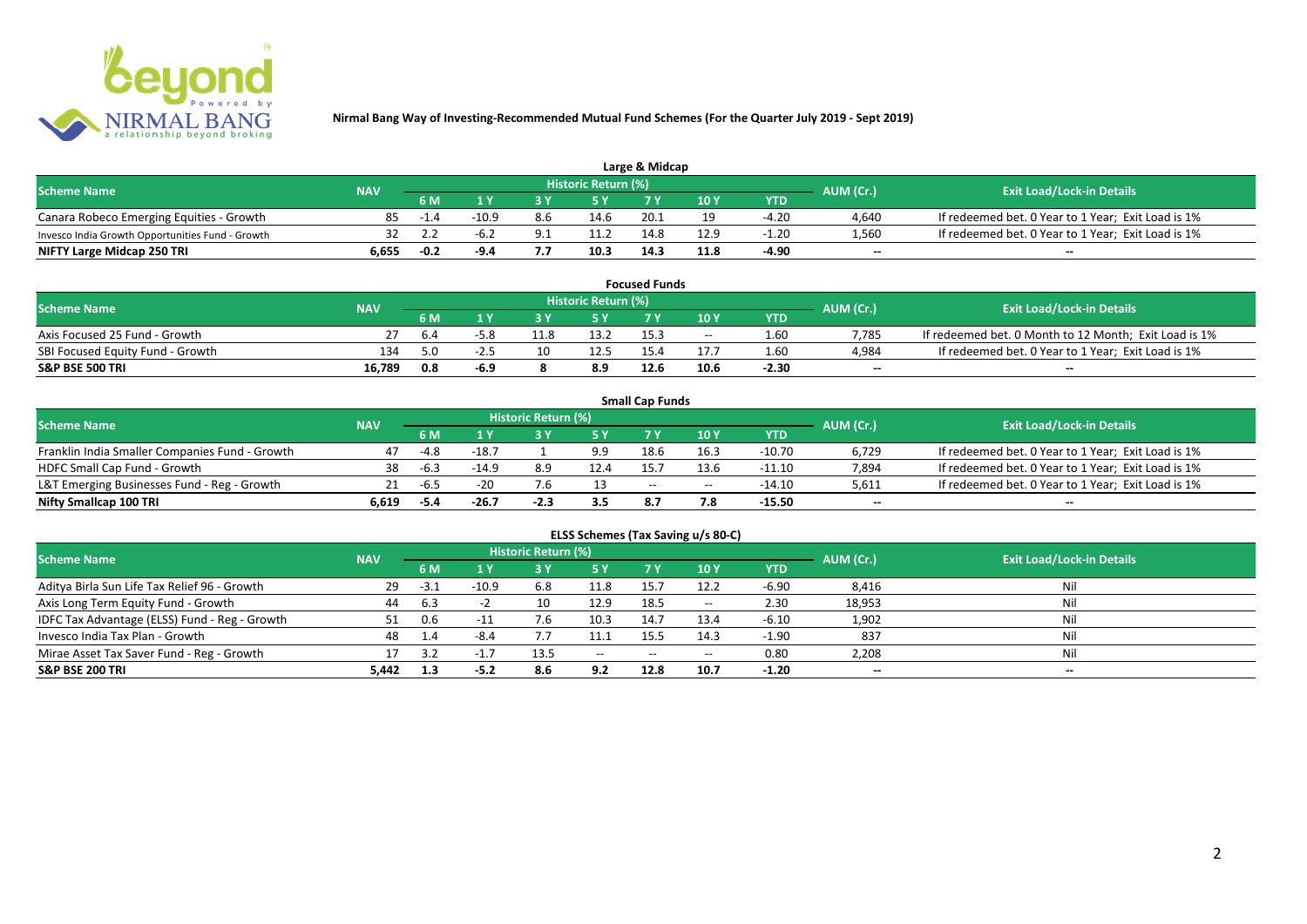# Nirmal Bang Way of Investing-Recommended Mutual Fund Schemes (For the Quarter July 2019 - Sept 2019)

## Large & Midcap

| Scheme Name | NAV | Historic Return (%) | | | | | | | AUM (Cr.) | Exit Load/Lock-in Details |
|---|---|---|---|---|---|---|---|---|---|---|
| | | 6 M | 1 Y | 3 Y | 5 Y | 7 Y | 10 Y | YTD | | |
| Canara Robeco Emerging Equities - Growth | 85 | -1.4 | -10.9 | 8.6 | 14.6 | 20.1 | 19 | -4.20 | 4,640 | If redeemed bet. 0 Year to 1 Year; Exit Load is 1% |
| Invesco India Growth Opportunities Fund - Growth | 32 | 2.2 | -6.2 | 9.1 | 11.2 | 14.8 | 12.9 | -1.20 | 1,560 | If redeemed bet. 0 Year to 1 Year; Exit Load is 1% |
| **NIFTY Large Midcap 250 TRI** | **6,655** | **-0.2** | **-9.4** | **7.7** | **10.3** | **14.3** | **11.8** | **-4.90** | **--** | **--** |

## Focused Funds

| Scheme Name | NAV | Historic Return (%) | | | | | | | AUM (Cr.) | Exit Load/Lock-in Details |
|---|---|---|---|---|---|---|---|---|---|---|
| | | 6 M | 1 Y | 3 Y | 5 Y | 7 Y | 10 Y | YTD | | |
| Axis Focused 25 Fund - Growth | 27 | 6.4 | -5.8 | 11.8 | 13.2 | 15.3 | -- | 1.60 | 7,785 | If redeemed bet. 0 Month to 12 Month; Exit Load is 1% |
| SBI Focused Equity Fund - Growth | 134 | 5.0 | -2.5 | 10 | 12.5 | 15.4 | 17.7 | 1.60 | 4,984 | If redeemed bet. 0 Year to 1 Year; Exit Load is 1% |
| **S&P BSE 500 TRI** | **16,789** | **0.8** | **-6.9** | **8** | **8.9** | **12.6** | **10.6** | **-2.30** | **--** | **--** |

## Small Cap Funds

| Scheme Name | NAV | Historic Return (%) | | | | | | | AUM (Cr.) | Exit Load/Lock-in Details |
|---|---|---|---|---|---|---|---|---|---|---|
| | | 6 M | 1 Y | 3 Y | 5 Y | 7 Y | 10 Y | YTD | | |
| Franklin India Smaller Companies Fund - Growth | 47 | -4.8 | -18.7 | 1 | 9.9 | 18.6 | 16.3 | -10.70 | 6,729 | If redeemed bet. 0 Year to 1 Year; Exit Load is 1% |
| HDFC Small Cap Fund - Growth | 38 | -6.3 | -14.9 | 8.9 | 12.4 | 15.7 | 13.6 | -11.10 | 7,894 | If redeemed bet. 0 Year to 1 Year; Exit Load is 1% |
| L&T Emerging Businesses Fund - Reg - Growth | 21 | -6.5 | -20 | 7.6 | 13 | -- | -- | -14.10 | 5,611 | If redeemed bet. 0 Year to 1 Year; Exit Load is 1% |
| **Nifty Smallcap 100 TRI** | **6,619** | **-5.4** | **-26.7** | **-2.3** | **3.5** | **8.7** | **7.8** | **-15.50** | **--** | **--** |

## ELSS Schemes (Tax Saving u/s 80-C)

| Scheme Name | NAV | Historic Return (%) | | | | | | | AUM (Cr.) | Exit Load/Lock-in Details |
|---|---|---|---|---|---|---|---|---|---|---|
| | | 6 M | 1 Y | 3 Y | 5 Y | 7 Y | 10 Y | YTD | | |
| Aditya Birla Sun Life Tax Relief 96 - Growth | 29 | -3.1 | -10.9 | 6.8 | 11.8 | 15.7 | 12.2 | -6.90 | 8,416 | Nil |
| Axis Long Term Equity Fund - Growth | 44 | 6.3 | -2 | 10 | 12.9 | 18.5 | -- | 2.30 | 18,953 | Nil |
| IDFC Tax Advantage (ELSS) Fund - Reg - Growth | 51 | 0.6 | -11 | 7.6 | 10.3 | 14.7 | 13.4 | -6.10 | 1,902 | Nil |
| Invesco India Tax Plan - Growth | 48 | 1.4 | -8.4 | 7.7 | 11.1 | 15.5 | 14.3 | -1.90 | 837 | Nil |
| Mirae Asset Tax Saver Fund - Reg - Growth | 17 | 3.2 | -1.7 | 13.5 | -- | -- | -- | 0.80 | 2,208 | Nil |
| **S&P BSE 200 TRI** | **5,442** | **1.3** | **-5.2** | **8.6** | **9.2** | **12.8** | **10.7** | **-1.20** | **--** | **--** |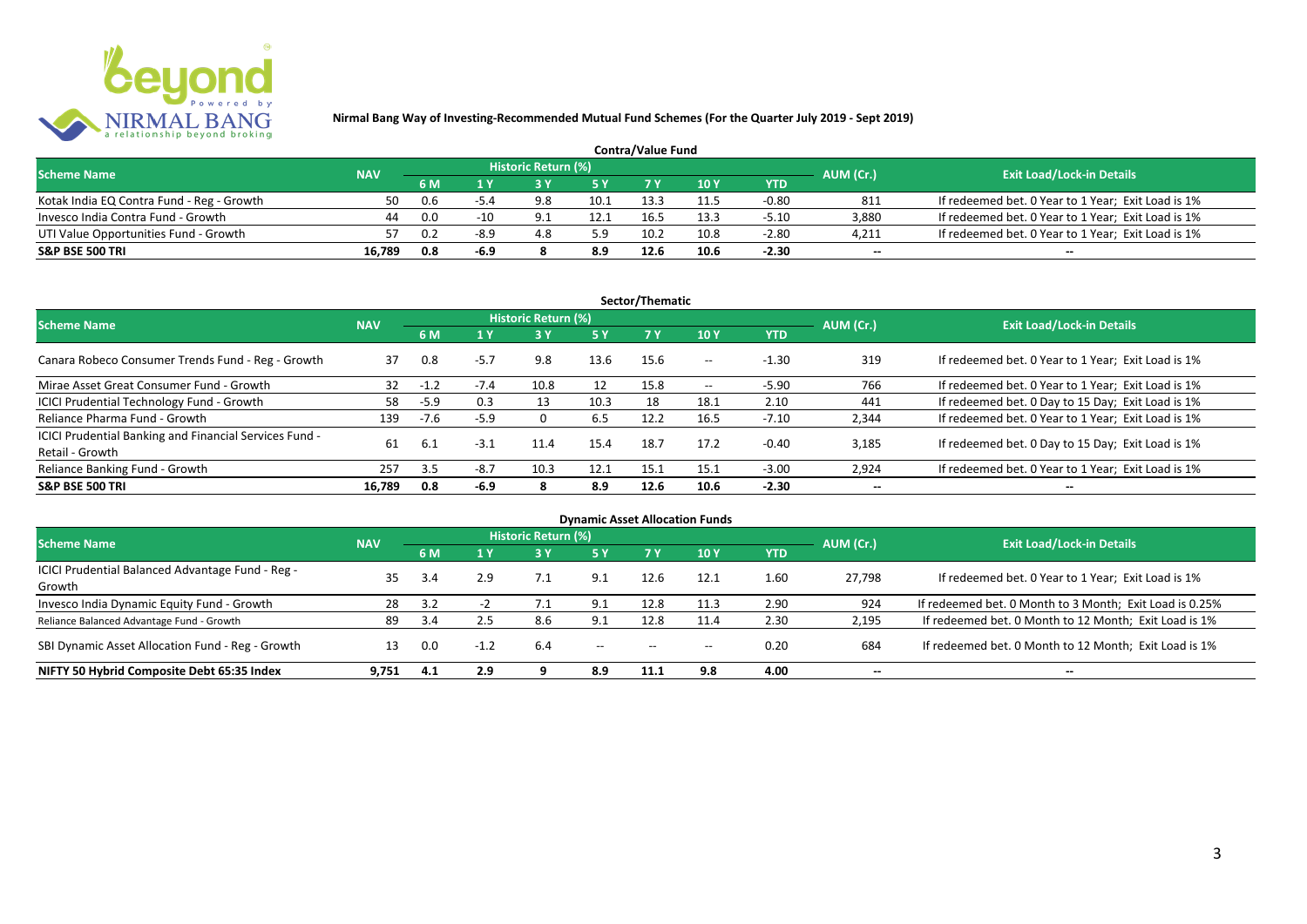**Nirmal Bang Way of Investing-Recommended Mutual Fund Schemes (For the Quarter July 2019 - Sept 2019)**

### Contra/Value Fund

| Scheme Name | NAV | Historic Return (%) | | | | | | | AUM (Cr.) | Exit Load/Lock-in Details |
|---|---|---|---|---|---|---|---|---|---|---|
| | | 6 M | 1 Y | 3 Y | 5 Y | 7 Y | 10 Y | YTD | | |
| Kotak India EQ Contra Fund - Reg - Growth | 50 | 0.6 | -5.4 | 9.8 | 10.1 | 13.3 | 11.5 | -0.80 | 811 | If redeemed bet. 0 Year to 1 Year; Exit Load is 1% |
| Invesco India Contra Fund - Growth | 44 | 0.0 | -10 | 9.1 | 12.1 | 16.5 | 13.3 | -5.10 | 3,880 | If redeemed bet. 0 Year to 1 Year; Exit Load is 1% |
| UTI Value Opportunities Fund - Growth | 57 | 0.2 | -8.9 | 4.8 | 5.9 | 10.2 | 10.8 | -2.80 | 4,211 | If redeemed bet. 0 Year to 1 Year; Exit Load is 1% |
| **S&P BSE 500 TRI** | **16,789** | **0.8** | **-6.9** | **8** | **8.9** | **12.6** | **10.6** | **-2.30** | **--** | **--** |

### Sector/Thematic

| Scheme Name | NAV | Historic Return (%) | | | | | | | AUM (Cr.) | Exit Load/Lock-in Details |
|---|---|---|---|---|---|---|---|---|---|---|
| | | 6 M | 1 Y | 3 Y | 5 Y | 7 Y | 10 Y | YTD | | |
| Canara Robeco Consumer Trends Fund - Reg - Growth | 37 | 0.8 | -5.7 | 9.8 | 13.6 | 15.6 | -- | -1.30 | 319 | If redeemed bet. 0 Year to 1 Year; Exit Load is 1% |
| Mirae Asset Great Consumer Fund - Growth | 32 | -1.2 | -7.4 | 10.8 | 12 | 15.8 | -- | -5.90 | 766 | If redeemed bet. 0 Year to 1 Year; Exit Load is 1% |
| ICICI Prudential Technology Fund - Growth | 58 | -5.9 | 0.3 | 13 | 10.3 | 18 | 18.1 | 2.10 | 441 | If redeemed bet. 0 Day to 15 Day; Exit Load is 1% |
| Reliance Pharma Fund - Growth | 139 | -7.6 | -5.9 | 0 | 6.5 | 12.2 | 16.5 | -7.10 | 2,344 | If redeemed bet. 0 Year to 1 Year; Exit Load is 1% |
| ICICI Prudential Banking and Financial Services Fund - Retail - Growth | 61 | 6.1 | -3.1 | 11.4 | 15.4 | 18.7 | 17.2 | -0.40 | 3,185 | If redeemed bet. 0 Day to 15 Day; Exit Load is 1% |
| Reliance Banking Fund - Growth | 257 | 3.5 | -8.7 | 10.3 | 12.1 | 15.1 | 15.1 | -3.00 | 2,924 | If redeemed bet. 0 Year to 1 Year; Exit Load is 1% |
| **S&P BSE 500 TRI** | **16,789** | **0.8** | **-6.9** | **8** | **8.9** | **12.6** | **10.6** | **-2.30** | **--** | **--** |

### Dynamic Asset Allocation Funds

| Scheme Name | NAV | Historic Return (%) | | | | | | | AUM (Cr.) | Exit Load/Lock-in Details |
|---|---|---|---|---|---|---|---|---|---|---|
| | | 6 M | 1 Y | 3 Y | 5 Y | 7 Y | 10 Y | YTD | | |
| ICICI Prudential Balanced Advantage Fund - Reg - Growth | 35 | 3.4 | 2.9 | 7.1 | 9.1 | 12.6 | 12.1 | 1.60 | 27,798 | If redeemed bet. 0 Year to 1 Year; Exit Load is 1% |
| Invesco India Dynamic Equity Fund - Growth | 28 | 3.2 | -2 | 7.1 | 9.1 | 12.8 | 11.3 | 2.90 | 924 | If redeemed bet. 0 Month to 3 Month; Exit Load is 0.25% |
| Reliance Balanced Advantage Fund - Growth | 89 | 3.4 | 2.5 | 8.6 | 9.1 | 12.8 | 11.4 | 2.30 | 2,195 | If redeemed bet. 0 Month to 12 Month; Exit Load is 1% |
| SBI Dynamic Asset Allocation Fund - Reg - Growth | 13 | 0.0 | -1.2 | 6.4 | -- | -- | -- | 0.20 | 684 | If redeemed bet. 0 Month to 12 Month; Exit Load is 1% |
| **NIFTY 50 Hybrid Composite Debt 65:35 Index** | **9,751** | **4.1** | **2.9** | **9** | **8.9** | **11.1** | **9.8** | **4.00** | **--** | **--** |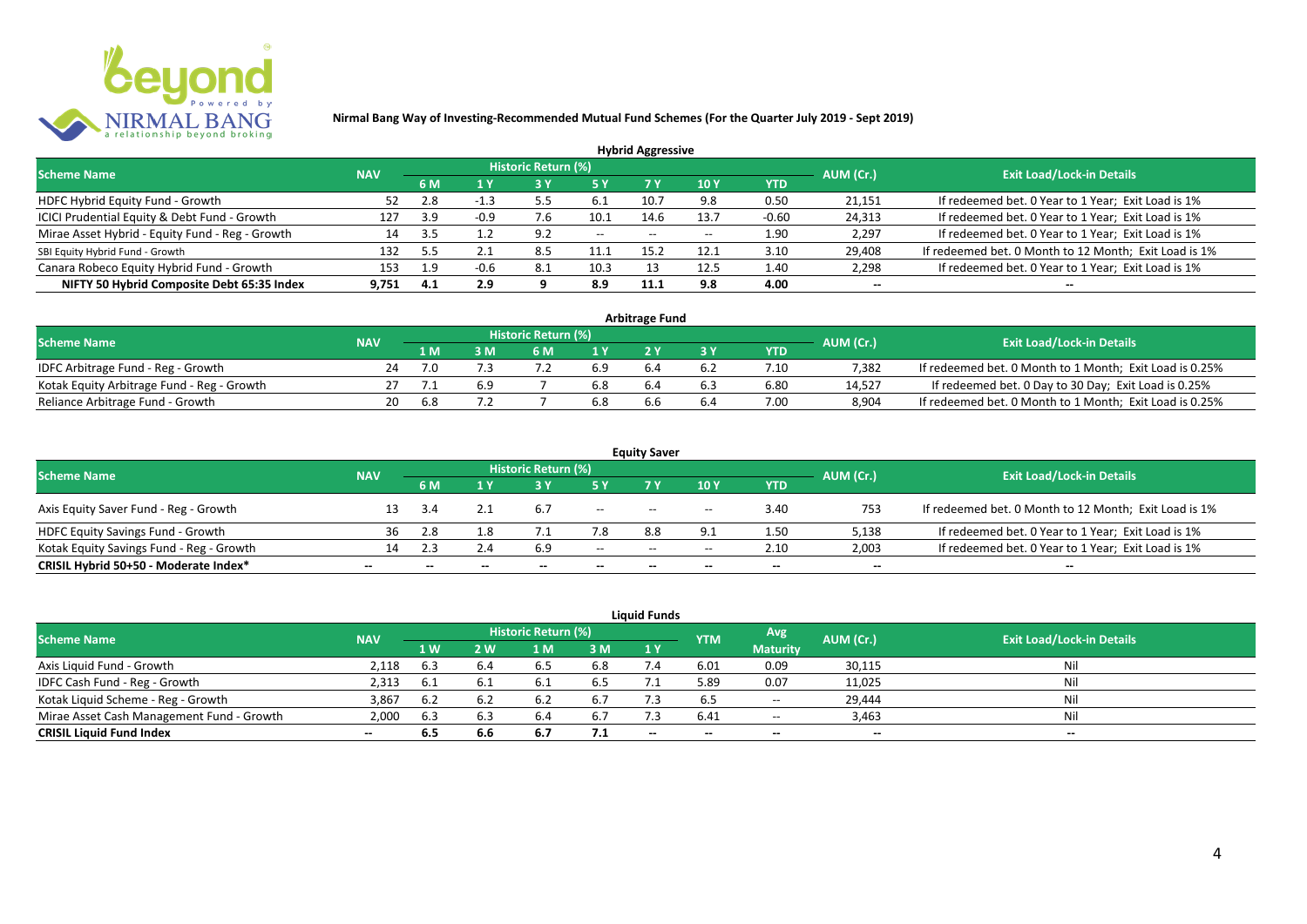# Nirmal Bang Way of Investing-Recommended Mutual Fund Schemes (For the Quarter July 2019 - Sept 2019)

## Hybrid Aggressive

| Scheme Name | NAV | Historic Return (%) | | | | | | | AUM (Cr.) | Exit Load/Lock-in Details |
|---|---|---|---|---|---|---|---|---|---|---|
| | | 6 M | 1 Y | 3 Y | 5 Y | 7 Y | 10 Y | YTD | | |
| HDFC Hybrid Equity Fund - Growth | 52 | 2.8 | -1.3 | 5.5 | 6.1 | 10.7 | 9.8 | 0.50 | 21,151 | If redeemed bet. 0 Year to 1 Year; Exit Load is 1% |
| ICICI Prudential Equity & Debt Fund - Growth | 127 | 3.9 | -0.9 | 7.6 | 10.1 | 14.6 | 13.7 | -0.60 | 24,313 | If redeemed bet. 0 Year to 1 Year; Exit Load is 1% |
| Mirae Asset Hybrid - Equity Fund - Reg - Growth | 14 | 3.5 | 1.2 | 9.2 | -- | -- | -- | 1.90 | 2,297 | If redeemed bet. 0 Year to 1 Year; Exit Load is 1% |
| SBI Equity Hybrid Fund - Growth | 132 | 5.5 | 2.1 | 8.5 | 11.1 | 15.2 | 12.1 | 3.10 | 29,408 | If redeemed bet. 0 Month to 12 Month; Exit Load is 1% |
| Canara Robeco Equity Hybrid Fund - Growth | 153 | 1.9 | -0.6 | 8.1 | 10.3 | 13 | 12.5 | 1.40 | 2,298 | If redeemed bet. 0 Year to 1 Year; Exit Load is 1% |
| **NIFTY 50 Hybrid Composite Debt 65:35 Index** | **9,751** | **4.1** | **2.9** | **9** | **8.9** | **11.1** | **9.8** | **4.00** | **--** | **--** |

## Arbitrage Fund

| Scheme Name | NAV | Historic Return (%) | | | | | | | AUM (Cr.) | Exit Load/Lock-in Details |
|---|---|---|---|---|---|---|---|---|---|---|
| | | 1 M | 3 M | 6 M | 1 Y | 2 Y | 3 Y | YTD | | |
| IDFC Arbitrage Fund - Reg - Growth | 24 | 7.0 | 7.3 | 7.2 | 6.9 | 6.4 | 6.2 | 7.10 | 7,382 | If redeemed bet. 0 Month to 1 Month; Exit Load is 0.25% |
| Kotak Equity Arbitrage Fund - Reg - Growth | 27 | 7.1 | 6.9 | 7 | 6.8 | 6.4 | 6.3 | 6.80 | 14,527 | If redeemed bet. 0 Day to 30 Day; Exit Load is 0.25% |
| Reliance Arbitrage Fund - Growth | 20 | 6.8 | 7.2 | 7 | 6.8 | 6.6 | 6.4 | 7.00 | 8,904 | If redeemed bet. 0 Month to 1 Month; Exit Load is 0.25% |

## Equity Saver

| Scheme Name | NAV | Historic Return (%) | | | | | | | AUM (Cr.) | Exit Load/Lock-in Details |
|---|---|---|---|---|---|---|---|---|---|---|
| | | 6 M | 1 Y | 3 Y | 5 Y | 7 Y | 10 Y | YTD | | |
| Axis Equity Saver Fund - Reg - Growth | 13 | 3.4 | 2.1 | 6.7 | -- | -- | -- | 3.40 | 753 | If redeemed bet. 0 Month to 12 Month; Exit Load is 1% |
| HDFC Equity Savings Fund - Growth | 36 | 2.8 | 1.8 | 7.1 | 7.8 | 8.8 | 9.1 | 1.50 | 5,138 | If redeemed bet. 0 Year to 1 Year; Exit Load is 1% |
| Kotak Equity Savings Fund - Reg - Growth | 14 | 2.3 | 2.4 | 6.9 | -- | -- | -- | 2.10 | 2,003 | If redeemed bet. 0 Year to 1 Year; Exit Load is 1% |
| **CRISIL Hybrid 50+50 - Moderate Index*** | **--** | **--** | **--** | **--** | **--** | **--** | **--** | **--** | **--** | **--** |

## Liquid Funds

| Scheme Name | NAV | Historic Return (%) | | | | | YTM | Avg Maturity | AUM (Cr.) | Exit Load/Lock-in Details |
|---|---|---|---|---|---|---|---|---|---|---|
| | | 1 W | 2 W | 1 M | 3 M | 1 Y | | | | |
| Axis Liquid Fund - Growth | 2,118 | 6.3 | 6.4 | 6.5 | 6.8 | 7.4 | 6.01 | 0.09 | 30,115 | Nil |
| IDFC Cash Fund - Reg - Growth | 2,313 | 6.1 | 6.1 | 6.1 | 6.5 | 7.1 | 5.89 | 0.07 | 11,025 | Nil |
| Kotak Liquid Scheme - Reg - Growth | 3,867 | 6.2 | 6.2 | 6.2 | 6.7 | 7.3 | 6.5 | -- | 29,444 | Nil |
| Mirae Asset Cash Management Fund - Growth | 2,000 | 6.3 | 6.3 | 6.4 | 6.7 | 7.3 | 6.41 | -- | 3,463 | Nil |
| **CRISIL Liquid Fund Index** | **--** | **6.5** | **6.6** | **6.7** | **7.1** | **--** | **--** | **--** | **--** | **--** |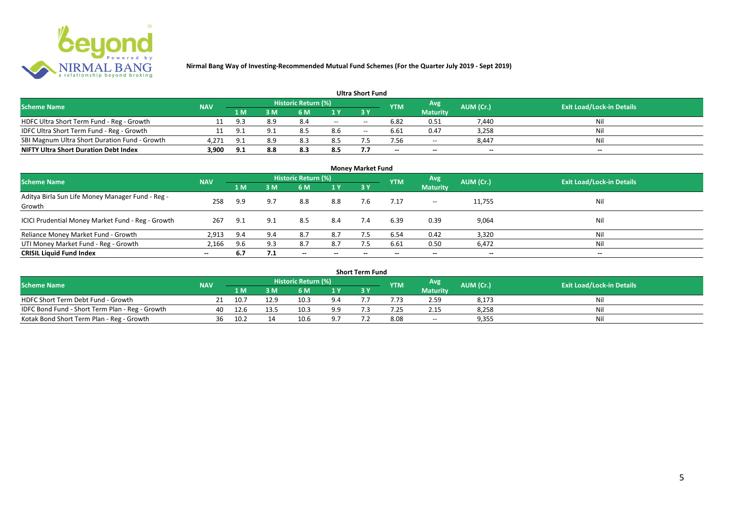**Nirmal Bang Way of Investing-Recommended Mutual Fund Schemes (For the Quarter July 2019 - Sept 2019)**

## Ultra Short Fund

| Scheme Name | NAV | Historic Return (%) | | | | | YTM | Avg Maturity | AUM (Cr.) | Exit Load/Lock-in Details |
|---|---|---|---|---|---|---|---|---|---|---|
| | | 1 M | 3 M | 6 M | 1 Y | 3 Y | | | | |
| HDFC Ultra Short Term Fund - Reg - Growth | 11 | 9.3 | 8.9 | 8.4 | -- | -- | 6.82 | 0.51 | 7,440 | Nil |
| IDFC Ultra Short Term Fund - Reg - Growth | 11 | 9.1 | 9.1 | 8.5 | 8.6 | -- | 6.61 | 0.47 | 3,258 | Nil |
| SBI Magnum Ultra Short Duration Fund - Growth | 4,271 | 9.1 | 8.9 | 8.3 | 8.5 | 7.5 | 7.56 | -- | 8,447 | Nil |
| **NIFTY Ultra Short Duration Debt Index** | **3,900** | **9.1** | **8.8** | **8.3** | **8.5** | **7.7** | **--** | **--** | **--** | **--** |

## Money Market Fund

| Scheme Name | NAV | Historic Return (%) | | | | | YTM | Avg Maturity | AUM (Cr.) | Exit Load/Lock-in Details |
|---|---|---|---|---|---|---|---|---|---|---|
| | | 1 M | 3 M | 6 M | 1 Y | 3 Y | | | | |
| Aditya Birla Sun Life Money Manager Fund - Reg - Growth | 258 | 9.9 | 9.7 | 8.8 | 8.8 | 7.6 | 7.17 | -- | 11,755 | Nil |
| ICICI Prudential Money Market Fund - Reg - Growth | 267 | 9.1 | 9.1 | 8.5 | 8.4 | 7.4 | 6.39 | 0.39 | 9,064 | Nil |
| Reliance Money Market Fund - Growth | 2,913 | 9.4 | 9.4 | 8.7 | 8.7 | 7.5 | 6.54 | 0.42 | 3,320 | Nil |
| UTI Money Market Fund - Reg - Growth | 2,166 | 9.6 | 9.3 | 8.7 | 8.7 | 7.5 | 6.61 | 0.50 | 6,472 | Nil |
| **CRISIL Liquid Fund Index** | **--** | **6.7** | **7.1** | **--** | **--** | **--** | **--** | **--** | **--** | **--** |

## Short Term Fund

| Scheme Name | NAV | Historic Return (%) | | | | | YTM | Avg Maturity | AUM (Cr.) | Exit Load/Lock-in Details |
|---|---|---|---|---|---|---|---|---|---|---|
| | | 1 M | 3 M | 6 M | 1 Y | 3 Y | | | | |
| HDFC Short Term Debt Fund - Growth | 21 | 10.7 | 12.9 | 10.3 | 9.4 | 7.7 | 7.73 | 2.59 | 8,173 | Nil |
| IDFC Bond Fund - Short Term Plan - Reg - Growth | 40 | 12.6 | 13.5 | 10.3 | 9.9 | 7.3 | 7.25 | 2.15 | 8,258 | Nil |
| Kotak Bond Short Term Plan - Reg - Growth | 36 | 10.2 | 14 | 10.6 | 9.7 | 7.2 | 8.08 | -- | 9,355 | Nil |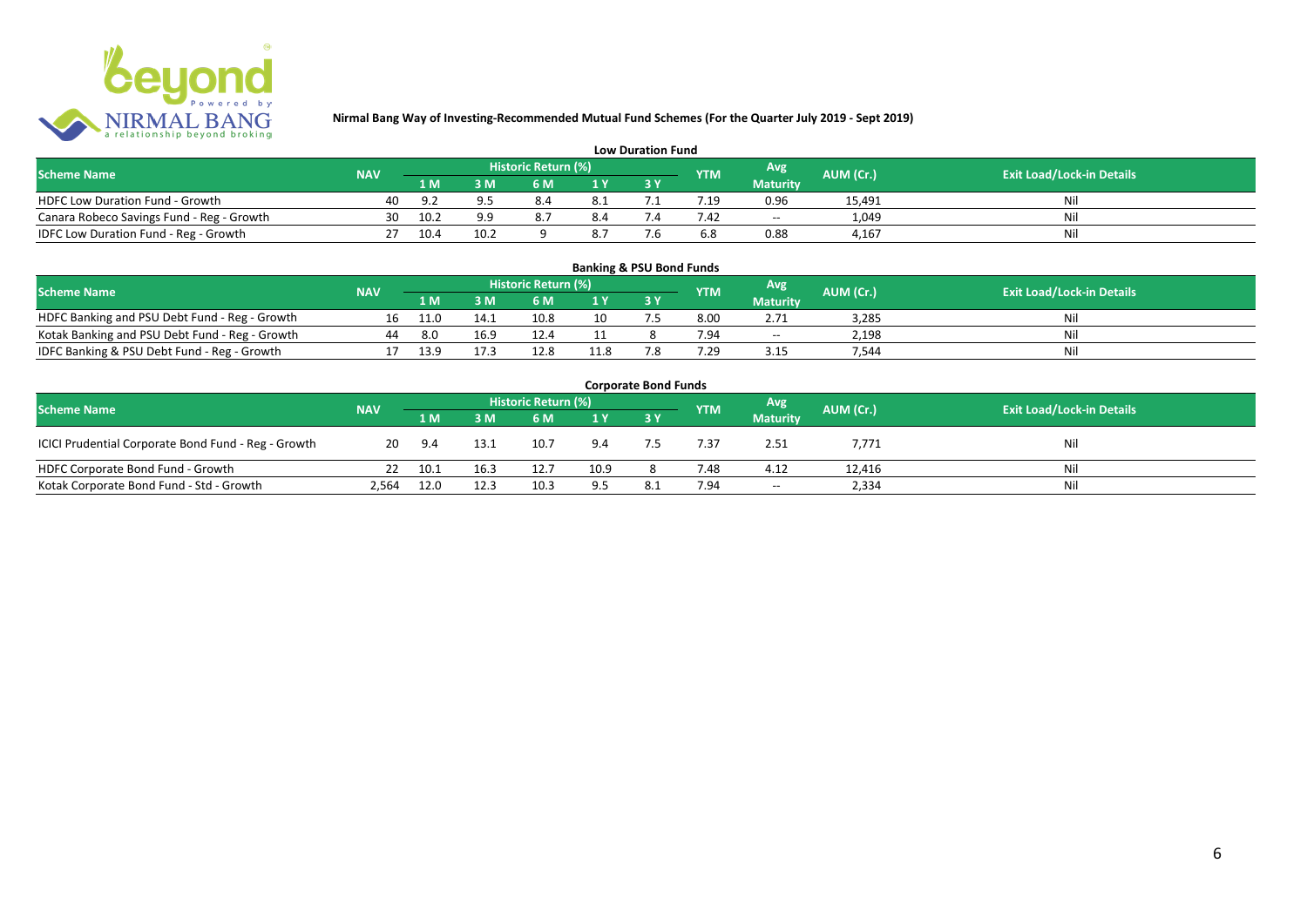**Nirmal Bang Way of Investing-Recommended Mutual Fund Schemes (For the Quarter July 2019 - Sept 2019)**

### Low Duration Fund

| Scheme Name | NAV | Historic Return (%) | | | | | YTM | Avg Maturity | AUM (Cr.) | Exit Load/Lock-in Details |
|---|---|---|---|---|---|---|---|---|---|---|
| | | 1 M | 3 M | 6 M | 1 Y | 3 Y | | | | |
| HDFC Low Duration Fund - Growth | 40 | 9.2 | 9.5 | 8.4 | 8.1 | 7.1 | 7.19 | 0.96 | 15,491 | Nil |
| Canara Robeco Savings Fund - Reg - Growth | 30 | 10.2 | 9.9 | 8.7 | 8.4 | 7.4 | 7.42 | -- | 1,049 | Nil |
| IDFC Low Duration Fund - Reg - Growth | 27 | 10.4 | 10.2 | 9 | 8.7 | 7.6 | 6.8 | 0.88 | 4,167 | Nil |

### Banking & PSU Bond Funds

| Scheme Name | NAV | Historic Return (%) | | | | | YTM | Avg Maturity | AUM (Cr.) | Exit Load/Lock-in Details |
|---|---|---|---|---|---|---|---|---|---|---|
| | | 1 M | 3 M | 6 M | 1 Y | 3 Y | | | | |
| HDFC Banking and PSU Debt Fund - Reg - Growth | 16 | 11.0 | 14.1 | 10.8 | 10 | 7.5 | 8.00 | 2.71 | 3,285 | Nil |
| Kotak Banking and PSU Debt Fund - Reg - Growth | 44 | 8.0 | 16.9 | 12.4 | 11 | 8 | 7.94 | -- | 2,198 | Nil |
| IDFC Banking & PSU Debt Fund - Reg - Growth | 17 | 13.9 | 17.3 | 12.8 | 11.8 | 7.8 | 7.29 | 3.15 | 7,544 | Nil |

### Corporate Bond Funds

| Scheme Name | NAV | Historic Return (%) | | | | | YTM | Avg Maturity | AUM (Cr.) | Exit Load/Lock-in Details |
|---|---|---|---|---|---|---|---|---|---|---|
| | | 1 M | 3 M | 6 M | 1 Y | 3 Y | | | | |
| ICICI Prudential Corporate Bond Fund - Reg - Growth | 20 | 9.4 | 13.1 | 10.7 | 9.4 | 7.5 | 7.37 | 2.51 | 7,771 | Nil |
| HDFC Corporate Bond Fund - Growth | 22 | 10.1 | 16.3 | 12.7 | 10.9 | 8 | 7.48 | 4.12 | 12,416 | Nil |
| Kotak Corporate Bond Fund - Std - Growth | 2,564 | 12.0 | 12.3 | 10.3 | 9.5 | 8.1 | 7.94 | -- | 2,334 | Nil |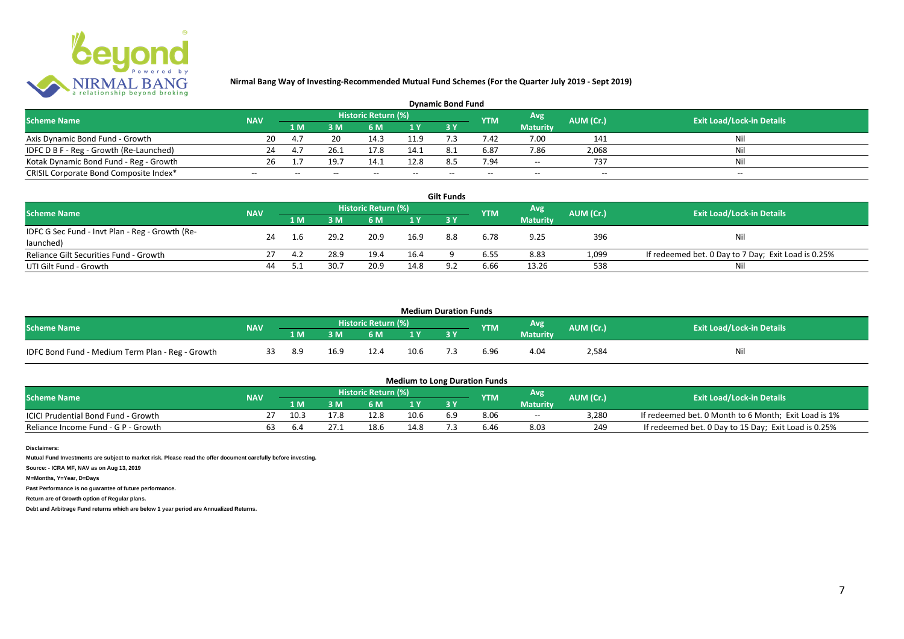## Nirmal Bang Way of Investing-Recommended Mutual Fund Schemes (For the Quarter July 2019 - Sept 2019)

### Dynamic Bond Fund

| Scheme Name | NAV | Historic Return (%) | | | | | YTM | Avg Maturity | AUM (Cr.) | Exit Load/Lock-in Details |
|---|---|---|---|---|---|---|---|---|---|---|
| | | 1 M | 3 M | 6 M | 1 Y | 3 Y | | | | |
| Axis Dynamic Bond Fund - Growth | 20 | 4.7 | 20 | 14.3 | 11.9 | 7.3 | 7.42 | 7.00 | 141 | Nil |
| IDFC D B F - Reg - Growth (Re-Launched) | 24 | 4.7 | 26.1 | 17.8 | 14.1 | 8.1 | 6.87 | 7.86 | 2,068 | Nil |
| Kotak Dynamic Bond Fund - Reg - Growth | 26 | 1.7 | 19.7 | 14.1 | 12.8 | 8.5 | 7.94 | -- | 737 | Nil |
| CRISIL Corporate Bond Composite Index* | -- | -- | -- | -- | -- | -- | -- | -- | -- | -- |

### Gilt Funds

| Scheme Name | NAV | Historic Return (%) | | | | | YTM | Avg Maturity | AUM (Cr.) | Exit Load/Lock-in Details |
|---|---|---|---|---|---|---|---|---|---|---|
| | | 1 M | 3 M | 6 M | 1 Y | 3 Y | | | | |
| IDFC G Sec Fund - Invt Plan - Reg - Growth (Re-launched) | 24 | 1.6 | 29.2 | 20.9 | 16.9 | 8.8 | 6.78 | 9.25 | 396 | Nil |
| Reliance Gilt Securities Fund - Growth | 27 | 4.2 | 28.9 | 19.4 | 16.4 | 9 | 6.55 | 8.83 | 1,099 | If redeemed bet. 0 Day to 7 Day; Exit Load is 0.25% |
| UTI Gilt Fund - Growth | 44 | 5.1 | 30.7 | 20.9 | 14.8 | 9.2 | 6.66 | 13.26 | 538 | Nil |

### Medium Duration Funds

| Scheme Name | NAV | Historic Return (%) | | | | | YTM | Avg Maturity | AUM (Cr.) | Exit Load/Lock-in Details |
|---|---|---|---|---|---|---|---|---|---|---|
| | | 1 M | 3 M | 6 M | 1 Y | 3 Y | | | | |
| IDFC Bond Fund - Medium Term Plan - Reg - Growth | 33 | 8.9 | 16.9 | 12.4 | 10.6 | 7.3 | 6.96 | 4.04 | 2,584 | Nil |

### Medium to Long Duration Funds

| Scheme Name | NAV | Historic Return (%) | | | | | YTM | Avg Maturity | AUM (Cr.) | Exit Load/Lock-in Details |
|---|---|---|---|---|---|---|---|---|---|---|
| | | 1 M | 3 M | 6 M | 1 Y | 3 Y | | | | |
| ICICI Prudential Bond Fund - Growth | 27 | 10.3 | 17.8 | 12.8 | 10.6 | 6.9 | 8.06 | -- | 3,280 | If redeemed bet. 0 Month to 6 Month; Exit Load is 1% |
| Reliance Income Fund - G P - Growth | 63 | 6.4 | 27.1 | 18.6 | 14.8 | 7.3 | 6.46 | 8.03 | 249 | If redeemed bet. 0 Day to 15 Day; Exit Load is 0.25% |

**Disclaimers:**

**Mutual Fund Investments are subject to market risk. Please read the offer document carefully before investing.**

**Source: - ICRA MF, NAV as on Aug 13, 2019**

**M=Months, Y=Year, D=Days**

**Past Performance is no guarantee of future performance.**

**Return are of Growth option of Regular plans.**

**Debt and Arbitrage Fund returns which are below 1 year period are Annualized Returns.**